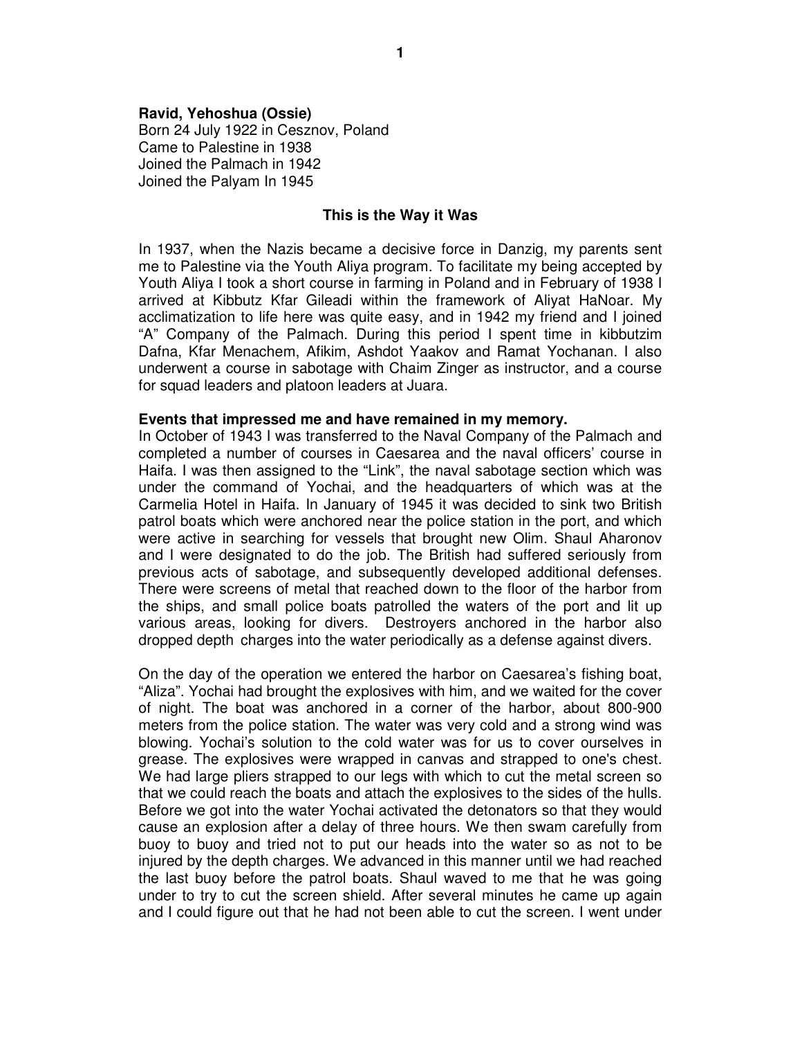**Ravid, Yehoshua (Ossie)**
Born 24 July 1922 in Cesznov, Poland
Came to Palestine in 1938
Joined the Palmach in 1942
Joined the Palyam In 1945

## This is the Way it Was

In 1937, when the Nazis became a decisive force in Danzig, my parents sent me to Palestine via the Youth Aliya program. To facilitate my being accepted by Youth Aliya I took a short course in farming in Poland and in February of 1938 I arrived at Kibbutz Kfar Gileadi within the framework of Aliyat HaNoar. My acclimatization to life here was quite easy, and in 1942 my friend and I joined "A" Company of the Palmach. During this period I spent time in kibbutzim Dafna, Kfar Menachem, Afikim, Ashdot Yaakov and Ramat Yochanan. I also underwent a course in sabotage with Chaim Zinger as instructor, and a course for squad leaders and platoon leaders at Juara.

**Events that impressed me and have remained in my memory.**

In October of 1943 I was transferred to the Naval Company of the Palmach and completed a number of courses in Caesarea and the naval officers' course in Haifa. I was then assigned to the "Link", the naval sabotage section which was under the command of Yochai, and the headquarters of which was at the Carmelia Hotel in Haifa. In January of 1945 it was decided to sink two British patrol boats which were anchored near the police station in the port, and which were active in searching for vessels that brought new Olim. Shaul Aharonov and I were designated to do the job. The British had suffered seriously from previous acts of sabotage, and subsequently developed additional defenses. There were screens of metal that reached down to the floor of the harbor from the ships, and small police boats patrolled the waters of the port and lit up various areas, looking for divers. Destroyers anchored in the harbor also dropped depth charges into the water periodically as a defense against divers.

On the day of the operation we entered the harbor on Caesarea's fishing boat, "Aliza". Yochai had brought the explosives with him, and we waited for the cover of night. The boat was anchored in a corner of the harbor, about 800-900 meters from the police station. The water was very cold and a strong wind was blowing. Yochai's solution to the cold water was for us to cover ourselves in grease. The explosives were wrapped in canvas and strapped to one's chest. We had large pliers strapped to our legs with which to cut the metal screen so that we could reach the boats and attach the explosives to the sides of the hulls. Before we got into the water Yochai activated the detonators so that they would cause an explosion after a delay of three hours. We then swam carefully from buoy to buoy and tried not to put our heads into the water so as not to be injured by the depth charges. We advanced in this manner until we had reached the last buoy before the patrol boats. Shaul waved to me that he was going under to try to cut the screen shield. After several minutes he came up again and I could figure out that he had not been able to cut the screen. I went under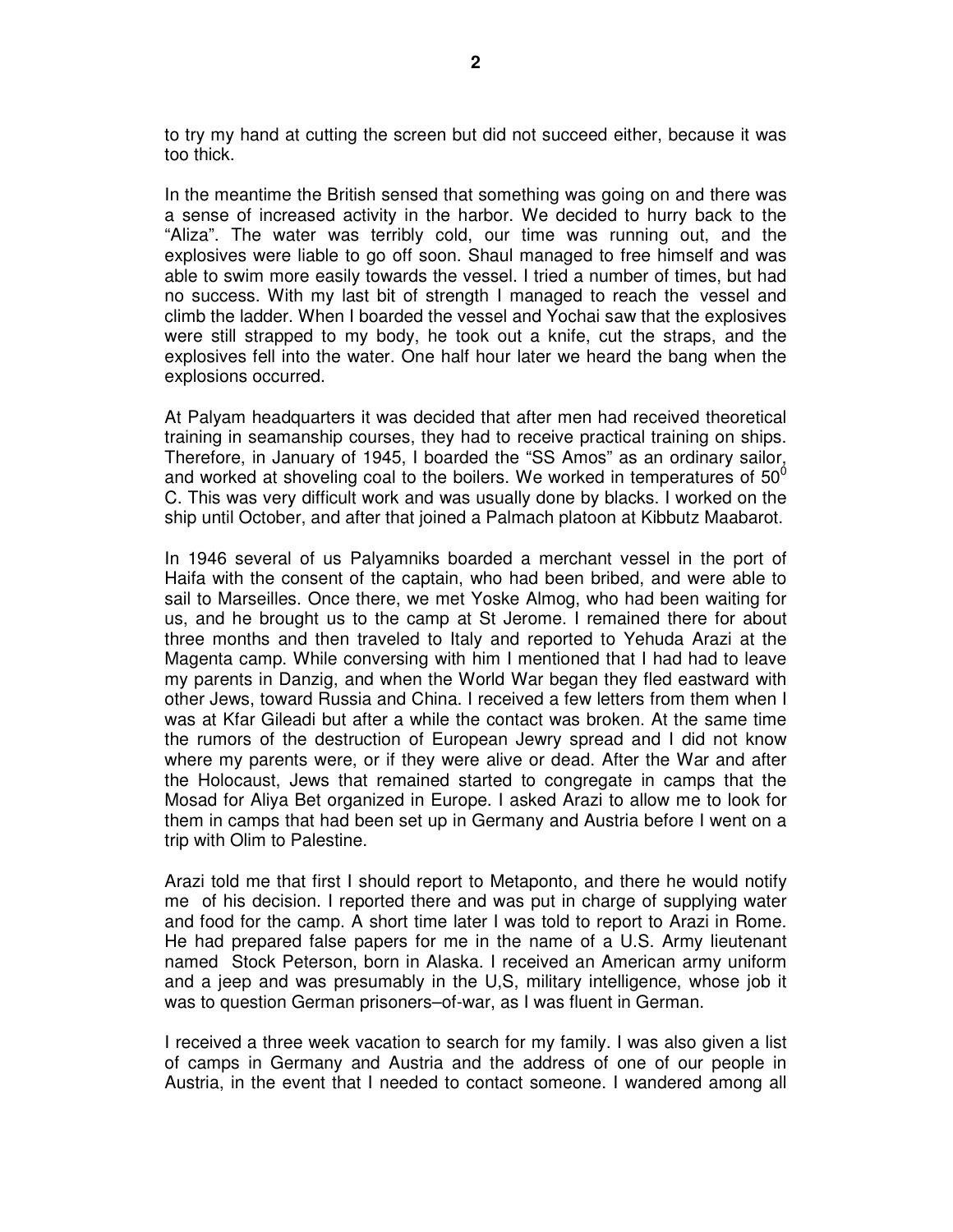to try my hand at cutting the screen but did not succeed either, because it was too thick.

In the meantime the British sensed that something was going on and there was a sense of increased activity in the harbor. We decided to hurry back to the "Aliza". The water was terribly cold, our time was running out, and the explosives were liable to go off soon. Shaul managed to free himself and was able to swim more easily towards the vessel. I tried a number of times, but had no success. With my last bit of strength I managed to reach the vessel and climb the ladder. When I boarded the vessel and Yochai saw that the explosives were still strapped to my body, he took out a knife, cut the straps, and the explosives fell into the water. One half hour later we heard the bang when the explosions occurred.

At Palyam headquarters it was decided that after men had received theoretical training in seamanship courses, they had to receive practical training on ships. Therefore, in January of 1945, I boarded the "SS Amos" as an ordinary sailor, and worked at shoveling coal to the boilers. We worked in temperatures of $50^0$ C. This was very difficult work and was usually done by blacks. I worked on the ship until October, and after that joined a Palmach platoon at Kibbutz Maabarot.

In 1946 several of us Palyamniks boarded a merchant vessel in the port of Haifa with the consent of the captain, who had been bribed, and were able to sail to Marseilles. Once there, we met Yoske Almog, who had been waiting for us, and he brought us to the camp at St Jerome. I remained there for about three months and then traveled to Italy and reported to Yehuda Arazi at the Magenta camp. While conversing with him I mentioned that I had had to leave my parents in Danzig, and when the World War began they fled eastward with other Jews, toward Russia and China. I received a few letters from them when I was at Kfar Gileadi but after a while the contact was broken. At the same time the rumors of the destruction of European Jewry spread and I did not know where my parents were, or if they were alive or dead. After the War and after the Holocaust, Jews that remained started to congregate in camps that the Mosad for Aliya Bet organized in Europe. I asked Arazi to allow me to look for them in camps that had been set up in Germany and Austria before I went on a trip with Olim to Palestine.

Arazi told me that first I should report to Metaponto, and there he would notify me of his decision. I reported there and was put in charge of supplying water and food for the camp. A short time later I was told to report to Arazi in Rome. He had prepared false papers for me in the name of a U.S. Army lieutenant named Stock Peterson, born in Alaska. I received an American army uniform and a jeep and was presumably in the U,S, military intelligence, whose job it was to question German prisoners–of-war, as I was fluent in German.

I received a three week vacation to search for my family. I was also given a list of camps in Germany and Austria and the address of one of our people in Austria, in the event that I needed to contact someone. I wandered among all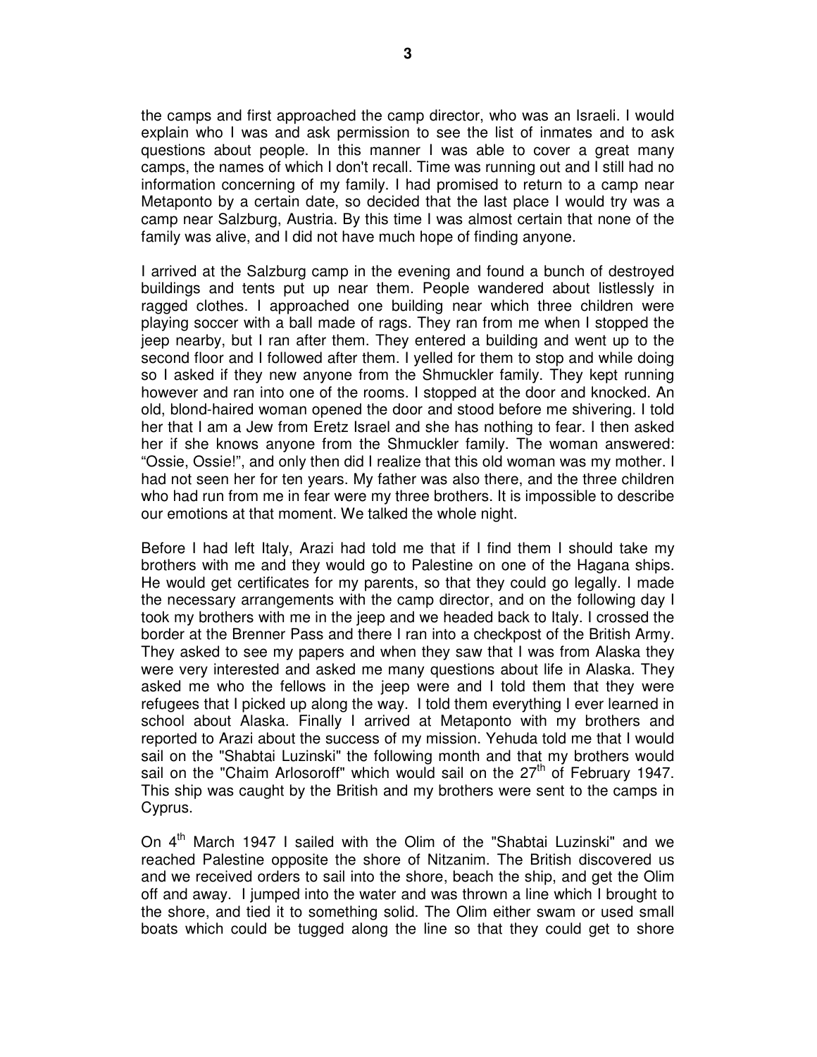the camps and first approached the camp director, who was an Israeli. I would explain who I was and ask permission to see the list of inmates and to ask questions about people. In this manner I was able to cover a great many camps, the names of which I don't recall. Time was running out and I still had no information concerning of my family. I had promised to return to a camp near Metaponto by a certain date, so decided that the last place I would try was a camp near Salzburg, Austria. By this time I was almost certain that none of the family was alive, and I did not have much hope of finding anyone.

I arrived at the Salzburg camp in the evening and found a bunch of destroyed buildings and tents put up near them. People wandered about listlessly in ragged clothes. I approached one building near which three children were playing soccer with a ball made of rags. They ran from me when I stopped the jeep nearby, but I ran after them. They entered a building and went up to the second floor and I followed after them. I yelled for them to stop and while doing so I asked if they new anyone from the Shmuckler family. They kept running however and ran into one of the rooms. I stopped at the door and knocked. An old, blond-haired woman opened the door and stood before me shivering. I told her that I am a Jew from Eretz Israel and she has nothing to fear. I then asked her if she knows anyone from the Shmuckler family. The woman answered: "Ossie, Ossie!", and only then did I realize that this old woman was my mother. I had not seen her for ten years. My father was also there, and the three children who had run from me in fear were my three brothers. It is impossible to describe our emotions at that moment. We talked the whole night.

Before I had left Italy, Arazi had told me that if I find them I should take my brothers with me and they would go to Palestine on one of the Hagana ships. He would get certificates for my parents, so that they could go legally. I made the necessary arrangements with the camp director, and on the following day I took my brothers with me in the jeep and we headed back to Italy. I crossed the border at the Brenner Pass and there I ran into a checkpost of the British Army. They asked to see my papers and when they saw that I was from Alaska they were very interested and asked me many questions about life in Alaska. They asked me who the fellows in the jeep were and I told them that they were refugees that I picked up along the way. I told them everything I ever learned in school about Alaska. Finally I arrived at Metaponto with my brothers and reported to Arazi about the success of my mission. Yehuda told me that I would sail on the "Shabtai Luzinski" the following month and that my brothers would sail on the "Chaim Arlosoroff" which would sail on the 27th of February 1947. This ship was caught by the British and my brothers were sent to the camps in Cyprus.

On 4th March 1947 I sailed with the Olim of the "Shabtai Luzinski" and we reached Palestine opposite the shore of Nitzanim. The British discovered us and we received orders to sail into the shore, beach the ship, and get the Olim off and away. I jumped into the water and was thrown a line which I brought to the shore, and tied it to something solid. The Olim either swam or used small boats which could be tugged along the line so that they could get to shore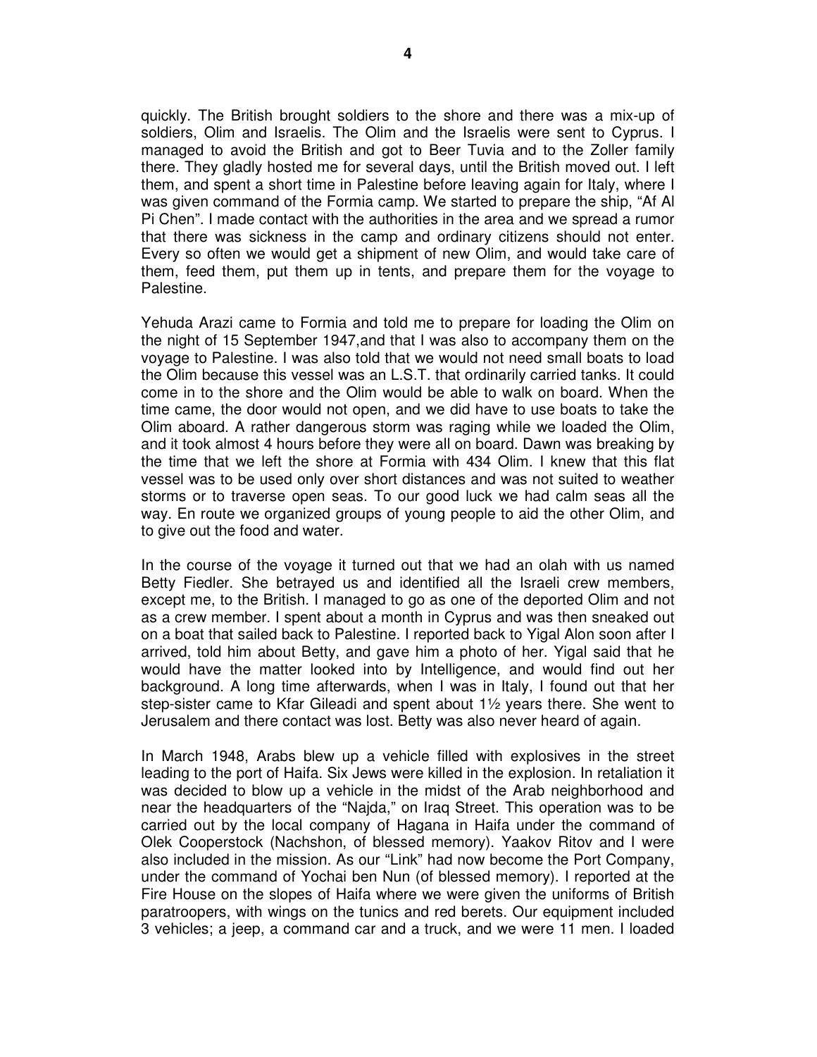quickly. The British brought soldiers to the shore and there was a mix-up of soldiers, Olim and Israelis. The Olim and the Israelis were sent to Cyprus. I managed to avoid the British and got to Beer Tuvia and to the Zoller family there. They gladly hosted me for several days, until the British moved out. I left them, and spent a short time in Palestine before leaving again for Italy, where I was given command of the Formia camp. We started to prepare the ship, "Af Al Pi Chen". I made contact with the authorities in the area and we spread a rumor that there was sickness in the camp and ordinary citizens should not enter. Every so often we would get a shipment of new Olim, and would take care of them, feed them, put them up in tents, and prepare them for the voyage to Palestine.

Yehuda Arazi came to Formia and told me to prepare for loading the Olim on the night of 15 September 1947,and that I was also to accompany them on the voyage to Palestine. I was also told that we would not need small boats to load the Olim because this vessel was an L.S.T. that ordinarily carried tanks. It could come in to the shore and the Olim would be able to walk on board. When the time came, the door would not open, and we did have to use boats to take the Olim aboard. A rather dangerous storm was raging while we loaded the Olim, and it took almost 4 hours before they were all on board. Dawn was breaking by the time that we left the shore at Formia with 434 Olim. I knew that this flat vessel was to be used only over short distances and was not suited to weather storms or to traverse open seas. To our good luck we had calm seas all the way. En route we organized groups of young people to aid the other Olim, and to give out the food and water.

In the course of the voyage it turned out that we had an olah with us named Betty Fiedler. She betrayed us and identified all the Israeli crew members, except me, to the British. I managed to go as one of the deported Olim and not as a crew member. I spent about a month in Cyprus and was then sneaked out on a boat that sailed back to Palestine. I reported back to Yigal Alon soon after I arrived, told him about Betty, and gave him a photo of her. Yigal said that he would have the matter looked into by Intelligence, and would find out her background. A long time afterwards, when I was in Italy, I found out that her step-sister came to Kfar Gileadi and spent about 1½ years there. She went to Jerusalem and there contact was lost. Betty was also never heard of again.

In March 1948, Arabs blew up a vehicle filled with explosives in the street leading to the port of Haifa. Six Jews were killed in the explosion. In retaliation it was decided to blow up a vehicle in the midst of the Arab neighborhood and near the headquarters of the "Najda," on Iraq Street. This operation was to be carried out by the local company of Hagana in Haifa under the command of Olek Cooperstock (Nachshon, of blessed memory). Yaakov Ritov and I were also included in the mission. As our "Link" had now become the Port Company, under the command of Yochai ben Nun (of blessed memory). I reported at the Fire House on the slopes of Haifa where we were given the uniforms of British paratroopers, with wings on the tunics and red berets. Our equipment included 3 vehicles; a jeep, a command car and a truck, and we were 11 men. I loaded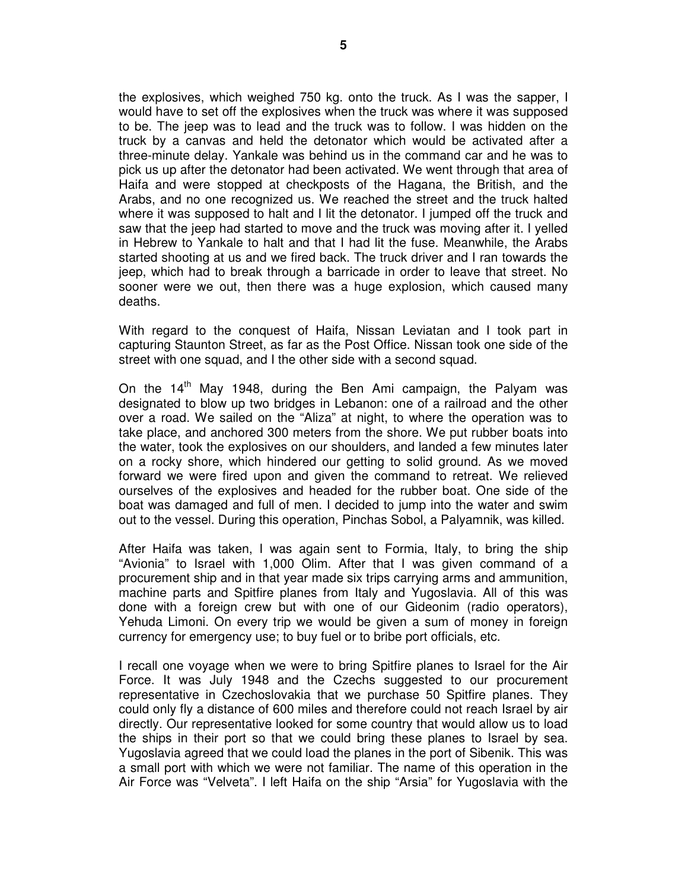the explosives, which weighed 750 kg. onto the truck. As I was the sapper, I would have to set off the explosives when the truck was where it was supposed to be. The jeep was to lead and the truck was to follow. I was hidden on the truck by a canvas and held the detonator which would be activated after a three-minute delay. Yankale was behind us in the command car and he was to pick us up after the detonator had been activated. We went through that area of Haifa and were stopped at checkposts of the Hagana, the British, and the Arabs, and no one recognized us. We reached the street and the truck halted where it was supposed to halt and I lit the detonator. I jumped off the truck and saw that the jeep had started to move and the truck was moving after it. I yelled in Hebrew to Yankale to halt and that I had lit the fuse. Meanwhile, the Arabs started shooting at us and we fired back. The truck driver and I ran towards the jeep, which had to break through a barricade in order to leave that street. No sooner were we out, then there was a huge explosion, which caused many deaths.

With regard to the conquest of Haifa, Nissan Leviatan and I took part in capturing Staunton Street, as far as the Post Office. Nissan took one side of the street with one squad, and I the other side with a second squad.

On the 14th May 1948, during the Ben Ami campaign, the Palyam was designated to blow up two bridges in Lebanon: one of a railroad and the other over a road. We sailed on the "Aliza" at night, to where the operation was to take place, and anchored 300 meters from the shore. We put rubber boats into the water, took the explosives on our shoulders, and landed a few minutes later on a rocky shore, which hindered our getting to solid ground. As we moved forward we were fired upon and given the command to retreat. We relieved ourselves of the explosives and headed for the rubber boat. One side of the boat was damaged and full of men. I decided to jump into the water and swim out to the vessel. During this operation, Pinchas Sobol, a Palyamnik, was killed.

After Haifa was taken, I was again sent to Formia, Italy, to bring the ship "Avionia" to Israel with 1,000 Olim. After that I was given command of a procurement ship and in that year made six trips carrying arms and ammunition, machine parts and Spitfire planes from Italy and Yugoslavia. All of this was done with a foreign crew but with one of our Gideonim (radio operators), Yehuda Limoni. On every trip we would be given a sum of money in foreign currency for emergency use; to buy fuel or to bribe port officials, etc.

I recall one voyage when we were to bring Spitfire planes to Israel for the Air Force. It was July 1948 and the Czechs suggested to our procurement representative in Czechoslovakia that we purchase 50 Spitfire planes. They could only fly a distance of 600 miles and therefore could not reach Israel by air directly. Our representative looked for some country that would allow us to load the ships in their port so that we could bring these planes to Israel by sea. Yugoslavia agreed that we could load the planes in the port of Sibenik. This was a small port with which we were not familiar. The name of this operation in the Air Force was "Velveta". I left Haifa on the ship "Arsia" for Yugoslavia with the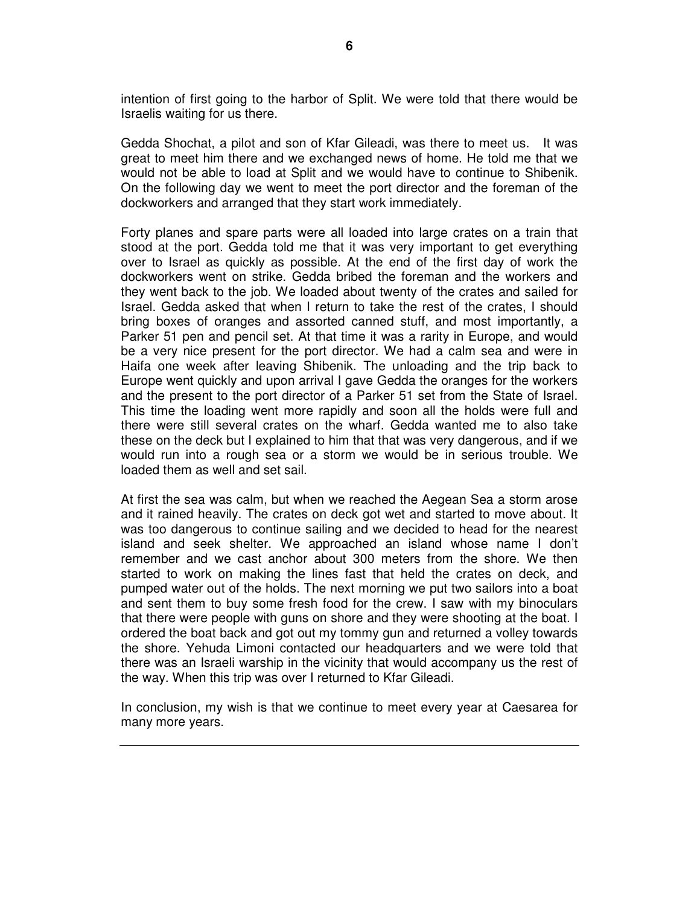intention of first going to the harbor of Split. We were told that there would be Israelis waiting for us there.

Gedda Shochat, a pilot and son of Kfar Gileadi, was there to meet us. It was great to meet him there and we exchanged news of home. He told me that we would not be able to load at Split and we would have to continue to Shibenik. On the following day we went to meet the port director and the foreman of the dockworkers and arranged that they start work immediately.

Forty planes and spare parts were all loaded into large crates on a train that stood at the port. Gedda told me that it was very important to get everything over to Israel as quickly as possible. At the end of the first day of work the dockworkers went on strike. Gedda bribed the foreman and the workers and they went back to the job. We loaded about twenty of the crates and sailed for Israel. Gedda asked that when I return to take the rest of the crates, I should bring boxes of oranges and assorted canned stuff, and most importantly, a Parker 51 pen and pencil set. At that time it was a rarity in Europe, and would be a very nice present for the port director. We had a calm sea and were in Haifa one week after leaving Shibenik. The unloading and the trip back to Europe went quickly and upon arrival I gave Gedda the oranges for the workers and the present to the port director of a Parker 51 set from the State of Israel. This time the loading went more rapidly and soon all the holds were full and there were still several crates on the wharf. Gedda wanted me to also take these on the deck but I explained to him that that was very dangerous, and if we would run into a rough sea or a storm we would be in serious trouble. We loaded them as well and set sail.

At first the sea was calm, but when we reached the Aegean Sea a storm arose and it rained heavily. The crates on deck got wet and started to move about. It was too dangerous to continue sailing and we decided to head for the nearest island and seek shelter. We approached an island whose name I don't remember and we cast anchor about 300 meters from the shore. We then started to work on making the lines fast that held the crates on deck, and pumped water out of the holds. The next morning we put two sailors into a boat and sent them to buy some fresh food for the crew. I saw with my binoculars that there were people with guns on shore and they were shooting at the boat. I ordered the boat back and got out my tommy gun and returned a volley towards the shore. Yehuda Limoni contacted our headquarters and we were told that there was an Israeli warship in the vicinity that would accompany us the rest of the way. When this trip was over I returned to Kfar Gileadi.

In conclusion, my wish is that we continue to meet every year at Caesarea for many more years.

---